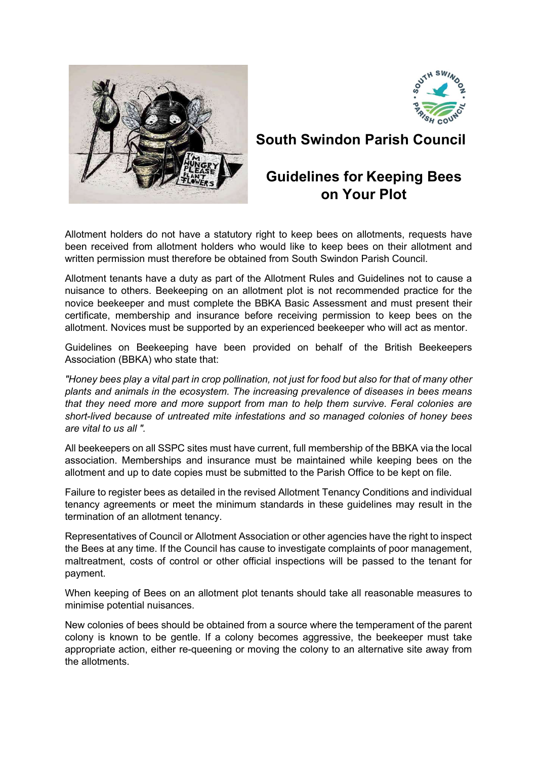# South Swindon Parish Council

## Guidelines for Keeping Bees on Your Plot

Allotment holders do not have a statutory right to keep bees on allotments, requests have been received from allotment holders who would like to keep bees on their allotment and written permission must therefore be obtained from South Swindon Parish Council.

Allotment tenants have a duty as part of the Allotment Rules and Guidelines not to cause a nuisance to others. Beekeeping on an allotment plot is not recommended practice for the novice beekeeper and must complete the BBKA Basic Assessment and must present their certificate, membership and insurance before receiving permission to keep bees on the allotment. Novices must be supported by an experienced beekeeper who will act as mentor.

Guidelines on Beekeeping have been provided on behalf of the British Beekeepers Association (BBKA) who state that:

*"Honey bees play a vital part in crop pollination, not just for food but also for that of many other plants and animals in the ecosystem. The increasing prevalence of diseases in bees means that they need more and more support from man to help them survive. Feral colonies are short-lived because of untreated mite infestations and so managed colonies of honey bees are vital to us all ".*

All beekeepers on all SSPC sites must have current, full membership of the BBKA via the local association. Memberships and insurance must be maintained while keeping bees on the allotment and up to date copies must be submitted to the Parish Office to be kept on file.

Failure to register bees as detailed in the revised Allotment Tenancy Conditions and individual tenancy agreements or meet the minimum standards in these guidelines may result in the termination of an allotment tenancy.

Representatives of Council or Allotment Association or other agencies have the right to inspect the Bees at any time. If the Council has cause to investigate complaints of poor management, maltreatment, costs of control or other official inspections will be passed to the tenant for payment.

When keeping of Bees on an allotment plot tenants should take all reasonable measures to minimise potential nuisances.

New colonies of bees should be obtained from a source where the temperament of the parent colony is known to be gentle. If a colony becomes aggressive, the beekeeper must take appropriate action, either re-queening or moving the colony to an alternative site away from the allotments.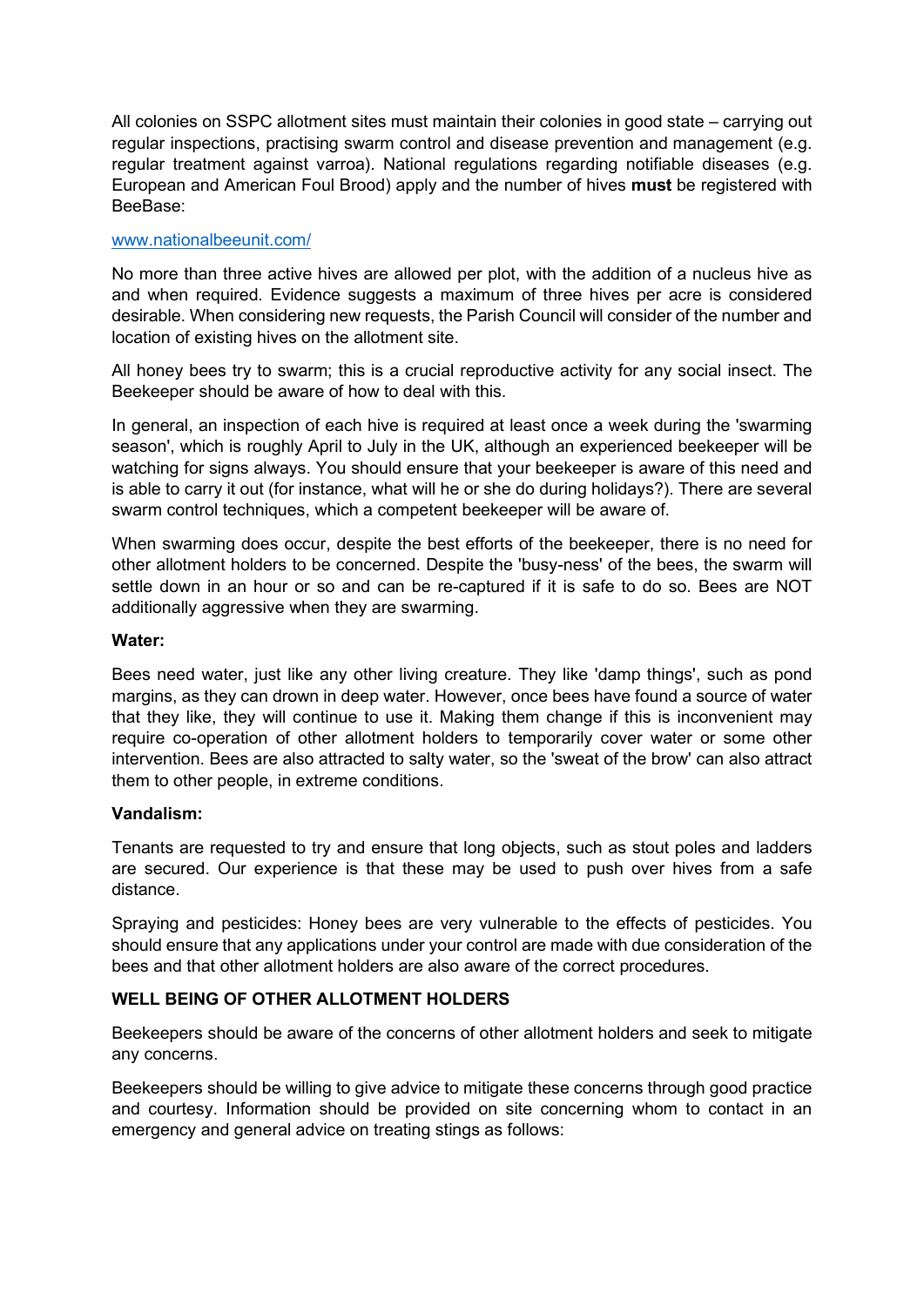All colonies on SSPC allotment sites must maintain their colonies in good state – carrying out regular inspections, practising swarm control and disease prevention and management (e.g. regular treatment against varroa). National regulations regarding notifiable diseases (e.g. European and American Foul Brood) apply and the number of hives **must** be registered with BeeBase:

[www.nationalbeeunit.com/](www.nationalbeeunit.com/)

No more than three active hives are allowed per plot, with the addition of a nucleus hive as and when required. Evidence suggests a maximum of three hives per acre is considered desirable. When considering new requests, the Parish Council will consider of the number and location of existing hives on the allotment site.

All honey bees try to swarm; this is a crucial reproductive activity for any social insect. The Beekeeper should be aware of how to deal with this.

In general, an inspection of each hive is required at least once a week during the 'swarming season', which is roughly April to July in the UK, although an experienced beekeeper will be watching for signs always. You should ensure that your beekeeper is aware of this need and is able to carry it out (for instance, what will he or she do during holidays?). There are several swarm control techniques, which a competent beekeeper will be aware of.

When swarming does occur, despite the best efforts of the beekeeper, there is no need for other allotment holders to be concerned. Despite the 'busy-ness' of the bees, the swarm will settle down in an hour or so and can be re-captured if it is safe to do so. Bees are NOT additionally aggressive when they are swarming.

**Water:**

Bees need water, just like any other living creature. They like 'damp things', such as pond margins, as they can drown in deep water. However, once bees have found a source of water that they like, they will continue to use it. Making them change if this is inconvenient may require co-operation of other allotment holders to temporarily cover water or some other intervention. Bees are also attracted to salty water, so the 'sweat of the brow' can also attract them to other people, in extreme conditions.

**Vandalism:**

Tenants are requested to try and ensure that long objects, such as stout poles and ladders are secured. Our experience is that these may be used to push over hives from a safe distance.

Spraying and pesticides: Honey bees are very vulnerable to the effects of pesticides. You should ensure that any applications under your control are made with due consideration of the bees and that other allotment holders are also aware of the correct procedures.

**WELL BEING OF OTHER ALLOTMENT HOLDERS**

Beekeepers should be aware of the concerns of other allotment holders and seek to mitigate any concerns.

Beekeepers should be willing to give advice to mitigate these concerns through good practice and courtesy. Information should be provided on site concerning whom to contact in an emergency and general advice on treating stings as follows: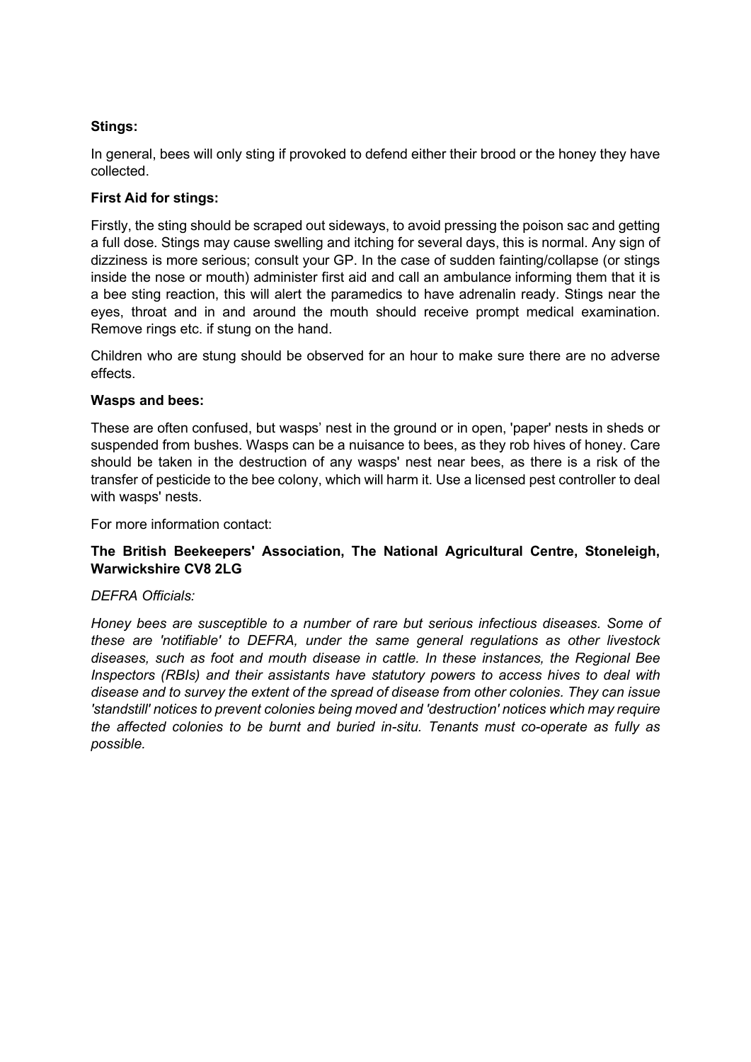**Stings:**

In general, bees will only sting if provoked to defend either their brood or the honey they have collected.

**First Aid for stings:**

Firstly, the sting should be scraped out sideways, to avoid pressing the poison sac and getting a full dose. Stings may cause swelling and itching for several days, this is normal. Any sign of dizziness is more serious; consult your GP. In the case of sudden fainting/collapse (or stings inside the nose or mouth) administer first aid and call an ambulance informing them that it is a bee sting reaction, this will alert the paramedics to have adrenalin ready. Stings near the eyes, throat and in and around the mouth should receive prompt medical examination. Remove rings etc. if stung on the hand.

Children who are stung should be observed for an hour to make sure there are no adverse effects.

**Wasps and bees:**

These are often confused, but wasps' nest in the ground or in open, 'paper' nests in sheds or suspended from bushes. Wasps can be a nuisance to bees, as they rob hives of honey. Care should be taken in the destruction of any wasps' nest near bees, as there is a risk of the transfer of pesticide to the bee colony, which will harm it. Use a licensed pest controller to deal with wasps' nests.

For more information contact:

**The British Beekeepers' Association, The National Agricultural Centre, Stoneleigh, Warwickshire CV8 2LG**

*DEFRA Officials:*

*Honey bees are susceptible to a number of rare but serious infectious diseases. Some of these are 'notifiable' to DEFRA, under the same general regulations as other livestock diseases, such as foot and mouth disease in cattle. In these instances, the Regional Bee Inspectors (RBIs) and their assistants have statutory powers to access hives to deal with disease and to survey the extent of the spread of disease from other colonies. They can issue 'standstill' notices to prevent colonies being moved and 'destruction' notices which may require the affected colonies to be burnt and buried in-situ. Tenants must co-operate as fully as possible.*